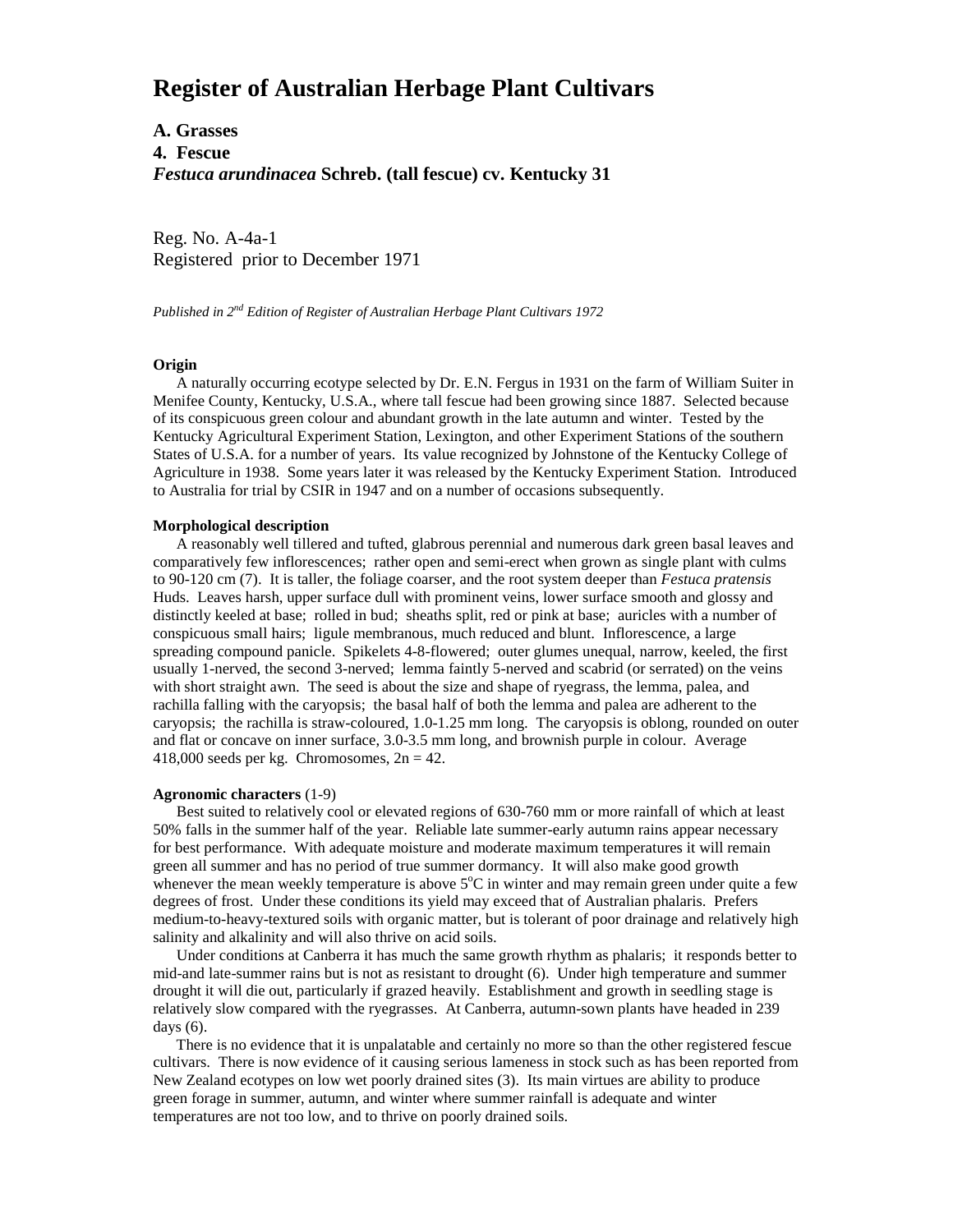# Register of Australian Herbage Plant Cultivars

## A. Grasses

## 4. Fescue

## *Festuca arundinacea* Schreb. (tall fescue) cv. Kentucky 31

Reg. No. A-4a-1
Registered prior to December 1971

*Published in 2nd Edition of Register of Australian Herbage Plant Cultivars 1972*

**Origin**

A naturally occurring ecotype selected by Dr. E.N. Fergus in 1931 on the farm of William Suiter in Menifee County, Kentucky, U.S.A., where tall fescue had been growing since 1887. Selected because of its conspicuous green colour and abundant growth in the late autumn and winter. Tested by the Kentucky Agricultural Experiment Station, Lexington, and other Experiment Stations of the southern States of U.S.A. for a number of years. Its value recognized by Johnstone of the Kentucky College of Agriculture in 1938. Some years later it was released by the Kentucky Experiment Station. Introduced to Australia for trial by CSIR in 1947 and on a number of occasions subsequently.

**Morphological description**

A reasonably well tillered and tufted, glabrous perennial and numerous dark green basal leaves and comparatively few inflorescences; rather open and semi-erect when grown as single plant with culms to 90-120 cm (7). It is taller, the foliage coarser, and the root system deeper than *Festuca pratensis* Huds. Leaves harsh, upper surface dull with prominent veins, lower surface smooth and glossy and distinctly keeled at base; rolled in bud; sheaths split, red or pink at base; auricles with a number of conspicuous small hairs; ligule membranous, much reduced and blunt. Inflorescence, a large spreading compound panicle. Spikelets 4-8-flowered; outer glumes unequal, narrow, keeled, the first usually 1-nerved, the second 3-nerved; lemma faintly 5-nerved and scabrid (or serrated) on the veins with short straight awn. The seed is about the size and shape of ryegrass, the lemma, palea, and rachilla falling with the caryopsis; the basal half of both the lemma and palea are adherent to the caryopsis; the rachilla is straw-coloured, 1.0-1.25 mm long. The caryopsis is oblong, rounded on outer and flat or concave on inner surface, 3.0-3.5 mm long, and brownish purple in colour. Average 418,000 seeds per kg. Chromosomes, $2n = 42$.

**Agronomic characters** (1-9)

Best suited to relatively cool or elevated regions of 630-760 mm or more rainfall of which at least 50% falls in the summer half of the year. Reliable late summer-early autumn rains appear necessary for best performance. With adequate moisture and moderate maximum temperatures it will remain green all summer and has no period of true summer dormancy. It will also make good growth whenever the mean weekly temperature is above $5^{o}$C in winter and may remain green under quite a few degrees of frost. Under these conditions its yield may exceed that of Australian phalaris. Prefers medium-to-heavy-textured soils with organic matter, but is tolerant of poor drainage and relatively high salinity and alkalinity and will also thrive on acid soils.

Under conditions at Canberra it has much the same growth rhythm as phalaris; it responds better to mid-and late-summer rains but is not as resistant to drought (6). Under high temperature and summer drought it will die out, particularly if grazed heavily. Establishment and growth in seedling stage is relatively slow compared with the ryegrasses. At Canberra, autumn-sown plants have headed in 239 days (6).

There is no evidence that it is unpalatable and certainly no more so than the other registered fescue cultivars. There is now evidence of it causing serious lameness in stock such as has been reported from New Zealand ecotypes on low wet poorly drained sites (3). Its main virtues are ability to produce green forage in summer, autumn, and winter where summer rainfall is adequate and winter temperatures are not too low, and to thrive on poorly drained soils.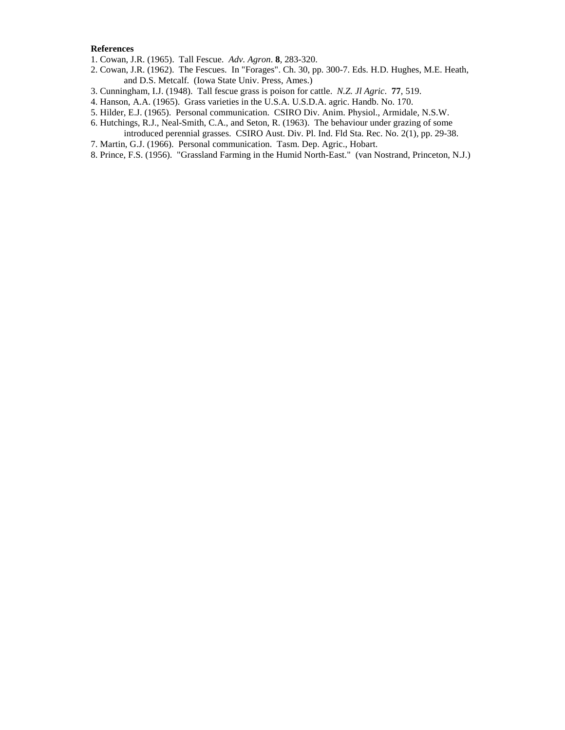**References**

1. Cowan, J.R. (1965). Tall Fescue. *Adv. Agron*. **8**, 283-320.
2. Cowan, J.R. (1962). The Fescues. In "Forages". Ch. 30, pp. 300-7. Eds. H.D. Hughes, M.E. Heath, and D.S. Metcalf. (Iowa State Univ. Press, Ames.)
3. Cunningham, I.J. (1948). Tall fescue grass is poison for cattle. *N.Z. Jl Agric*. **77**, 519.
4. Hanson, A.A. (1965). Grass varieties in the U.S.A. U.S.D.A. agric. Handb. No. 170.
5. Hilder, E.J. (1965). Personal communication. CSIRO Div. Anim. Physiol., Armidale, N.S.W.
6. Hutchings, R.J., Neal-Smith, C.A., and Seton, R. (1963). The behaviour under grazing of some introduced perennial grasses. CSIRO Aust. Div. Pl. Ind. Fld Sta. Rec. No. 2(1), pp. 29-38.
7. Martin, G.J. (1966). Personal communication. Tasm. Dep. Agric., Hobart.
8. Prince, F.S. (1956). "Grassland Farming in the Humid North-East." (van Nostrand, Princeton, N.J.)